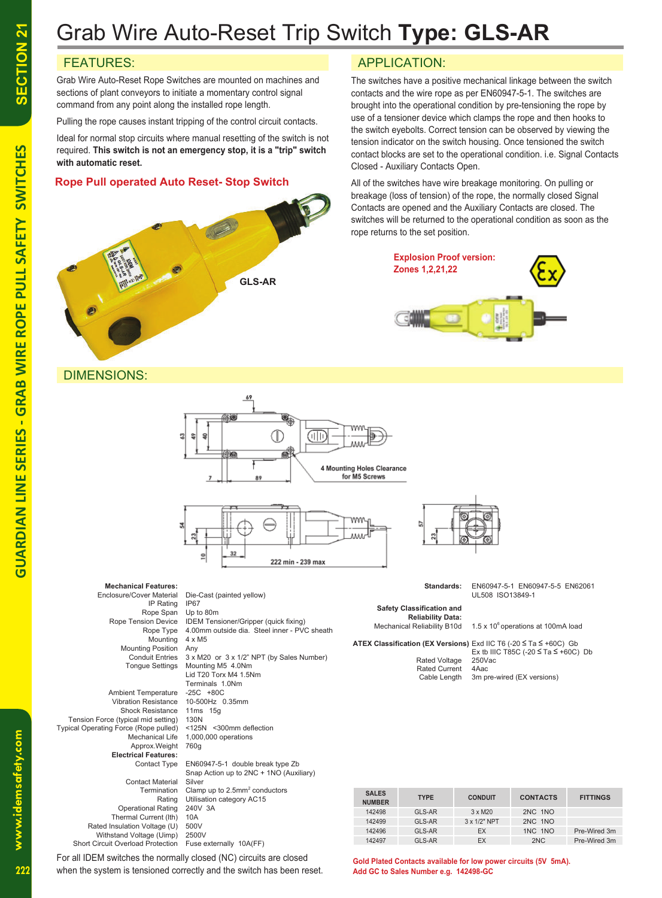# Grab Wire Auto-Reset Trip Switch **Type: GLS-AR**

## FEATURES:

Grab Wire Auto-Reset Rope Switches are mounted on machines and sections of plant conveyors to initiate a momentary control signal command from any point along the installed rope length.

Pulling the rope causes instant tripping of the control circuit contacts.

Ideal for normal stop circuits where manual resetting of the switch is not required. **This switch is not an emergency stop, it is a "trip" switch with automatic reset.**

**Rope Pull operated Auto Reset- Stop Switch**

GLS-AR

## APPLICATION:

The switches have a positive mechanical linkage between the switch contacts and the wire rope as per EN60947-5-1. The switches are brought into the operational condition by pre-tensioning the rope by use of a tensioner device which clamps the rope and then hooks to the switch eyebolts. Correct tension can be observed by viewing the tension indicator on the switch housing. Once tensioned the switch contact blocks are set to the operational condition. i.e. Signal Contacts Closed - Auxiliary Contacts Open.

All of the switches have wire breakage monitoring. On pulling or breakage (loss of tension) of the rope, the normally closed Signal Contacts are opened and the Auxiliary Contacts are closed. The switches will be returned to the operational condition as soon as the rope returns to the set position.

**Explosion Proof version: Zones 1,2,21,22**

## DIMENSIONS:

69
63
49
40
7
89
4 Mounting Holes Clearance for M5 Screws
54
23
10
32
222 min - 239 max
57
23

**Mechanical Features:**

| | |
|---|---|
| Enclosure/Cover Material | Die-Cast (painted yellow) |
| IP Rating | IP67 |
| Rope Span | Up to 80m |
| Rope Tension Device | IDEM Tensioner/Gripper (quick fixing) |
| Rope Type | 4.00mm outside dia. Steel inner - PVC sheath |
| Mounting | 4 x M5 |
| Mounting Position | Any |
| Conduit Entries | 3 x M20 or 3 x 1/2" NPT (by Sales Number) |
| Tongue Settings | Mounting M5 4.0Nm<br>Lid T20 Torx M4 1.5Nm<br>Terminals 1.0Nm |
| Ambient Temperature | -25C +80C |
| Vibration Resistance | 10-500Hz 0.35mm |
| Shock Resistance | 11ms 15g |
| Tension Force (typical mid setting) | 130N |
| Typical Operating Force (Rope pulled) | <125N <300mm deflection |
| Mechanical Life | 1,000,000 operations |
| Approx.Weight | 760g |

**Electrical Features:**

| | |
|---|---|
| Contact Type | EN60947-5-1 double break type Zb<br>Snap Action up to 2NC + 1NO (Auxiliary) |
| Contact Material | Silver |
| Termination | Clamp up to 2.5mm$^2$ conductors |
| Rating | Utilisation category AC15 |
| Operational Rating | 240V 3A |
| Thermal Current (Ith) | 10A |
| Rated Insulation Voltage (U) | 500V |
| Withstand Voltage (Uimp) | 2500V |
| Short Circuit Overload Protection | Fuse externally 10A(FF) |

For all IDEM switches the normally closed (NC) circuits are closed when the system is tensioned correctly and the switch has been reset.

| | |
|---|---|
| **Standards:** | EN60947-5-1 EN60947-5-5 EN62061<br>UL508 ISO13849-1 |
| **Safety Classification and Reliability Data:** | |
| Mechanical Reliability B10d | 1.5 x 10$^6$ operations at 100mA load |
| **ATEX Classification (EX Versions)** | Exd IIC T6 (-20 ≤ Ta ≤ +60C) Gb<br>Ex tb IIIC T85C (-20 ≤ Ta ≤ +60C) Db |
| Rated Voltage | 250Vac |
| Rated Current | 4Aac |
| Cable Length | 3m pre-wired (EX versions) |

| SALES NUMBER | TYPE | CONDUIT | CONTACTS | FITTINGS |
|---|---|---|---|---|
| 142498 | GLS-AR | 3 x M20 | 2NC 1NO | |
| 142499 | GLS-AR | 3 x 1/2" NPT | 2NC 1NO | |
| 142496 | GLS-AR | EX | 1NC 1NO | Pre-Wired 3m |
| 142497 | GLS-AR | EX | 2NC | Pre-Wired 3m |

**Gold Plated Contacts available for low power circuits (5V 5mA). Add GC to Sales Number e.g. 142498-GC**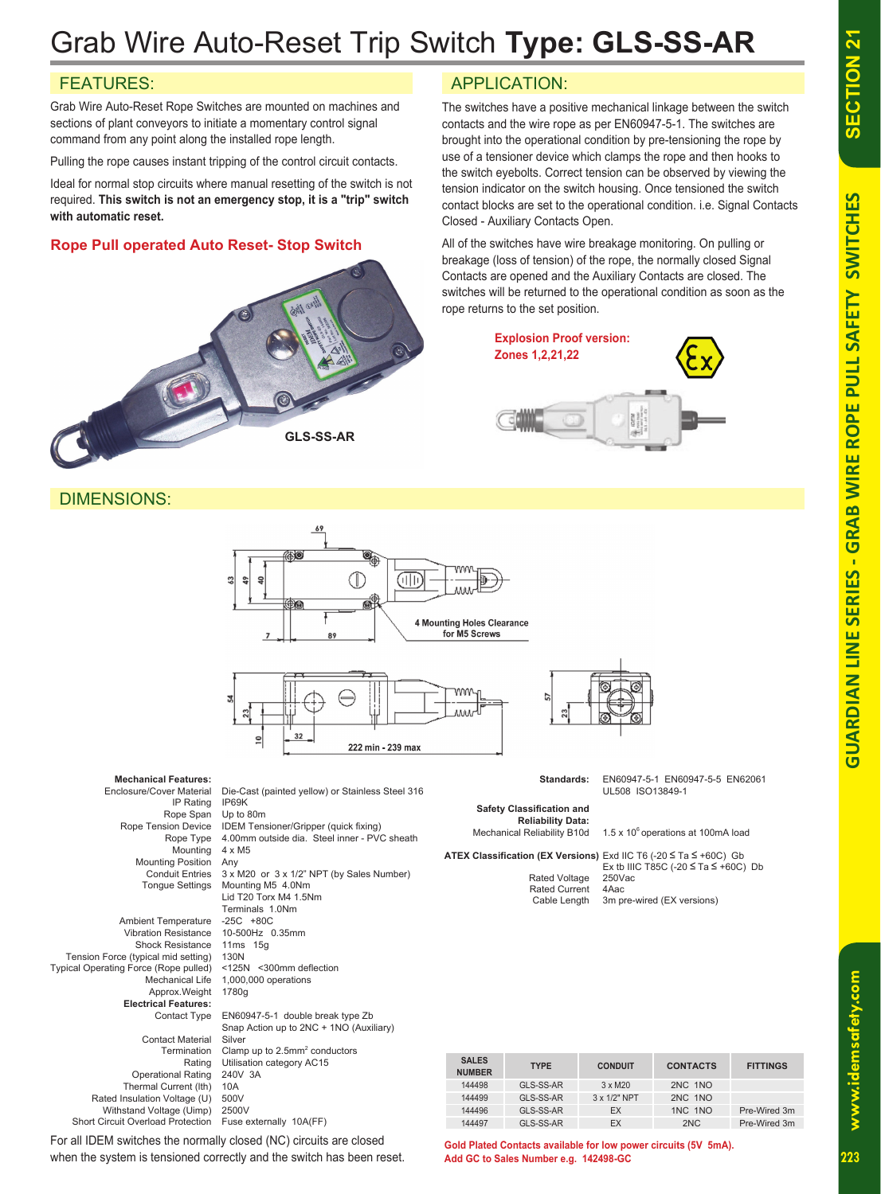# Grab Wire Auto-Reset Trip Switch **Type: GLS-SS-AR**

## FEATURES:

Grab Wire Auto-Reset Rope Switches are mounted on machines and sections of plant conveyors to initiate a momentary control signal command from any point along the installed rope length.

Pulling the rope causes instant tripping of the control circuit contacts.

Ideal for normal stop circuits where manual resetting of the switch is not required. **This switch is not an emergency stop, it is a "trip" switch with automatic reset.**

### Rope Pull operated Auto Reset- Stop Switch

GLS-SS-AR

## APPLICATION:

The switches have a positive mechanical linkage between the switch contacts and the wire rope as per EN60947-5-1. The switches are brought into the operational condition by pre-tensioning the rope by use of a tensioner device which clamps the rope and then hooks to the switch eyebolts. Correct tension can be observed by viewing the tension indicator on the switch housing. Once tensioned the switch contact blocks are set to the operational condition. i.e. Signal Contacts Closed - Auxiliary Contacts Open.

All of the switches have wire breakage monitoring. On pulling or breakage (loss of tension) of the rope, the normally closed Signal Contacts are opened and the Auxiliary Contacts are closed. The switches will be returned to the operational condition as soon as the rope returns to the set position.

**Explosion Proof version: Zones 1,2,21,22**

## DIMENSIONS:

69

63 49 40

7 89

4 Mounting Holes Clearance for M5 Screws

54 23 10 32

222 min - 239 max

57 23

**Mechanical Features:**

| | |
|---|---|
| Enclosure/Cover Material | Die-Cast (painted yellow) or Stainless Steel 316 |
| IP Rating | IP69K |
| Rope Span | Up to 80m |
| Rope Tension Device | IDEM Tensioner/Gripper (quick fixing) |
| Rope Type | 4.00mm outside dia. Steel inner - PVC sheath |
| Mounting | 4 x M5 |
| Mounting Position | Any |
| Conduit Entries | 3 x M20 or 3 x 1/2" NPT (by Sales Number) |
| Tongue Settings | Mounting M5 4.0Nm<br>Lid T20 Torx M4 1.5Nm<br>Terminals 1.0Nm |
| Ambient Temperature | -25C +80C |
| Vibration Resistance | 10-500Hz 0.35mm |
| Shock Resistance | 11ms 15g |
| Tension Force (typical mid setting) | 130N |
| Typical Operating Force (Rope pulled) | <125N <300mm deflection |
| Mechanical Life | 1,000,000 operations |
| Approx.Weight | 1780g |

**Electrical Features:**

| | |
|---|---|
| Contact Type | EN60947-5-1 double break type Zb<br>Snap Action up to 2NC + 1NO (Auxiliary) |
| Contact Material | Silver |
| Termination | Clamp up to 2.5mm$^2$ conductors |
| Rating | Utilisation category AC15 |
| Operational Rating | 240V 3A |
| Thermal Current (Ith) | 10A |
| Rated Insulation Voltage (U) | 500V |
| Withstand Voltage (Uimp) | 2500V |
| Short Circuit Overload Protection | Fuse externally 10A(FF) |

For all IDEM switches the normally closed (NC) circuits are closed when the system is tensioned correctly and the switch has been reset.

| | |
|---|---|
| **Standards:** | EN60947-5-1 EN60947-5-5 EN62061<br>UL508 ISO13849-1 |
| **Safety Classification and Reliability Data:** | |
| Mechanical Reliability B10d | 1.5 x 10$^6$ operations at 100mA load |
| **ATEX Classification (EX Versions)** | Exd IIC T6 (-20 ≤ Ta ≤ +60C) Gb<br>Ex tb IIIC T85C (-20 ≤ Ta ≤ +60C) Db |
| Rated Voltage | 250Vac |
| Rated Current | 4Aac |
| Cable Length | 3m pre-wired (EX versions) |

| SALES NUMBER | TYPE | CONDUIT | CONTACTS | FITTINGS |
|---|---|---|---|---|
| 144498 | GLS-SS-AR | 3 x M20 | 2NC 1NO | |
| 144499 | GLS-SS-AR | 3 x 1/2" NPT | 2NC 1NO | |
| 144496 | GLS-SS-AR | EX | 1NC 1NO | Pre-Wired 3m |
| 144497 | GLS-SS-AR | EX | 2NC | Pre-Wired 3m |

**Gold Plated Contacts available for low power circuits (5V 5mA). Add GC to Sales Number e.g. 142498-GC**